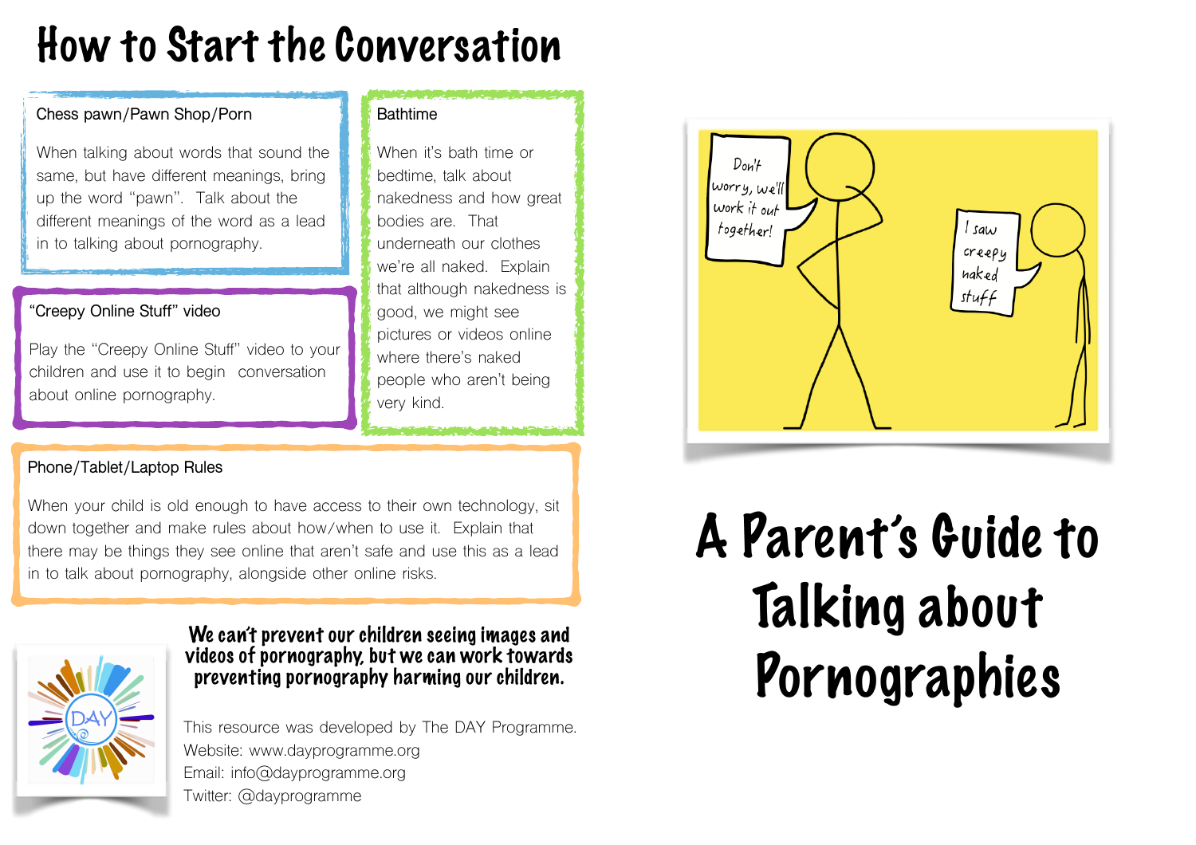# How to Start the Conversation

### Chess pawn/Pawn Shop/Porn

When talking about words that sound the same, but have different meanings, bring up the word "pawn". Talk about the different meanings of the word as a lead in to talking about pornography.

### "Creepy Online Stuff" video

Play the "Creepy Online Stuff" video to your children and use it to begin conversation about online pornography.

### Bathtime

When it's bath time or bedtime, talk about nakedness and how great bodies are. That underneath our clothes we're all naked. Explain that although nakedness is good, we might see pictures or videos online where there's naked people who aren't being very kind.

### Phone/Tablet/Laptop Rules

When your child is old enough to have access to their own technology, sit down together and make rules about how/when to use it. Explain that there may be things they see online that aren't safe and use this as a lead in to talk about pornography, alongside other online risks.

**We can't prevent our children seeing images and videos of pornography, but we can work towards preventing pornography harming our children.**

This resource was developed by The DAY Programme.
Website: www.dayprogramme.org
Email: info@dayprogramme.org
Twitter: @dayprogramme

Don't worry, we'll work it out together!

I saw creepy naked stuff

# A Parent's Guide to Talking about Pornographies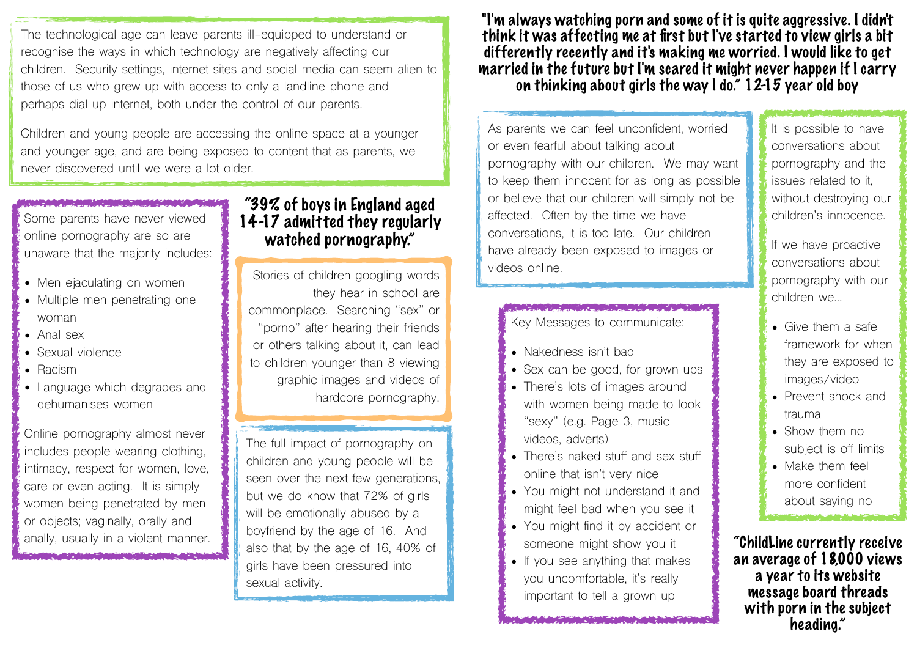The technological age can leave parents ill-equipped to understand or recognise the ways in which technology are negatively affecting our children. Security settings, internet sites and social media can seem alien to those of us who grew up with access to only a landline phone and perhaps dial up internet, both under the control of our parents.

Children and young people are accessing the online space at a younger and younger age, and are being exposed to content that as parents, we never discovered until we were a lot older.

Some parents have never viewed online pornography are so are unaware that the majority includes:

- Men ejaculating on women
- Multiple men penetrating one woman
- Anal sex
- Sexual violence
- Racism
- Language which degrades and dehumanises women

Online pornography almost never includes people wearing clothing, intimacy, respect for women, love, care or even acting. It is simply women being penetrated by men or objects; vaginally, orally and anally, usually in a violent manner.

**"39% of boys in England aged 14-17 admitted they regularly watched pornography."**

Stories of children googling words they hear in school are commonplace. Searching "sex" or "porno" after hearing their friends or others talking about it, can lead to children younger than 8 viewing graphic images and videos of hardcore pornography.

The full impact of pornography on children and young people will be seen over the next few generations, but we do know that 72% of girls will be emotionally abused by a boyfriend by the age of 16. And also that by the age of 16, 40% of girls have been pressured into sexual activity.

**"I'm always watching porn and some of it is quite aggressive. I didn't think it was affecting me at first but I've started to view girls a bit differently recently and it's making me worried. I would like to get married in the future but I'm scared it might never happen if I carry on thinking about girls the way I do." 12-15 year old boy**

As parents we can feel unconfident, worried or even fearful about talking about pornography with our children. We may want to keep them innocent for as long as possible or believe that our children will simply not be affected. Often by the time we have conversations, it is too late. Our children have already been exposed to images or videos online.

Key Messages to communicate:

- Nakedness isn't bad
- Sex can be good, for grown ups
- There's lots of images around with women being made to look "sexy" (e.g. Page 3, music videos, adverts)
- There's naked stuff and sex stuff online that isn't very nice
- You might not understand it and might feel bad when you see it
- You might find it by accident or someone might show you it
- If you see anything that makes you uncomfortable, it's really important to tell a grown up

It is possible to have conversations about pornography and the issues related to it, without destroying our children's innocence.

If we have proactive conversations about pornography with our children we...

- Give them a safe framework for when they are exposed to images/video
- Prevent shock and trauma
- Show them no subject is off limits
- Make them feel more confident about saying no

**"ChildLine currently receive an average of 18,000 views a year to its website message board threads with porn in the subject heading."**